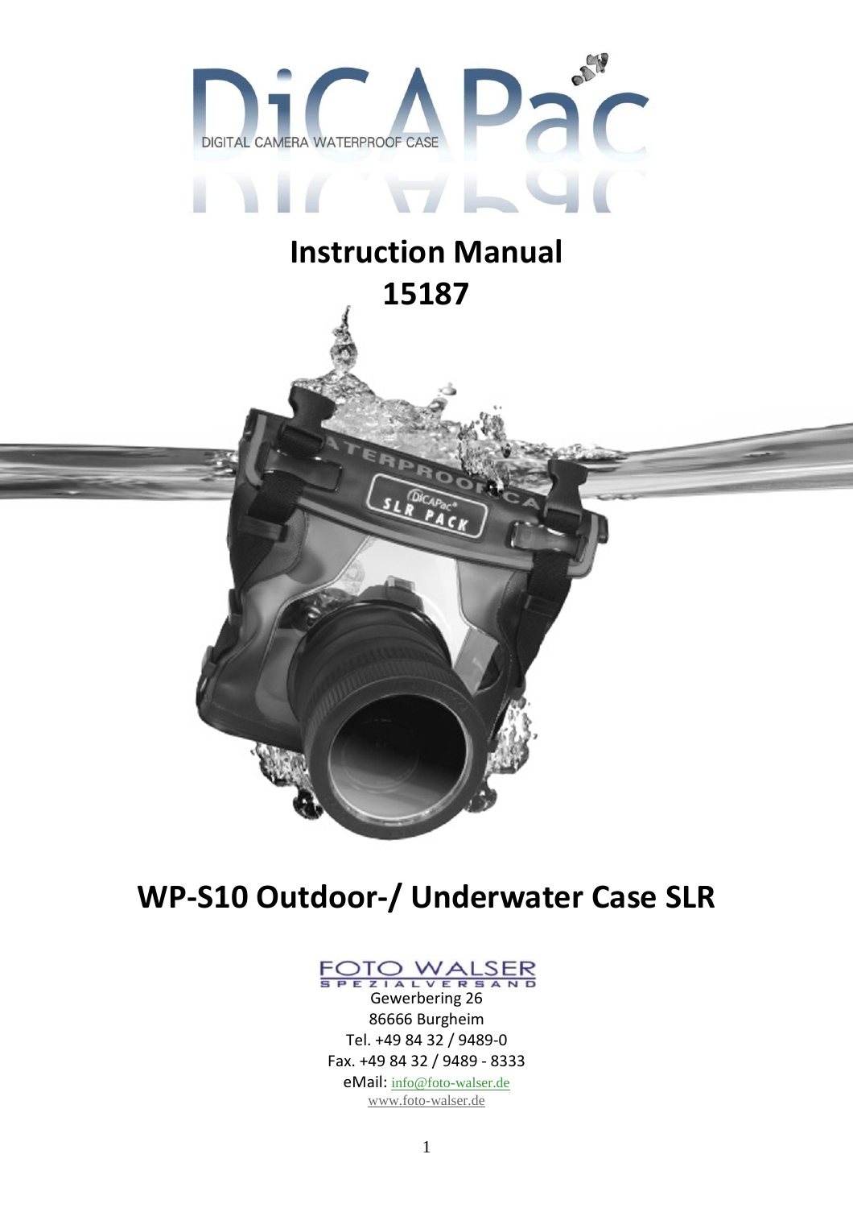DiCAPac

DIGITAL CAMERA WATERPROOF CASE

# Instruction Manual
# 15187

# WP-S10 Outdoor-/ Underwater Case SLR

FOTO WALSER
SPEZIALVERSAND

Gewerbering 26
86666 Burgheim
Tel. +49 84 32 / 9489-0
Fax. +49 84 32 / 9489 - 8333
eMail: info@foto-walser.de
www.foto-walser.de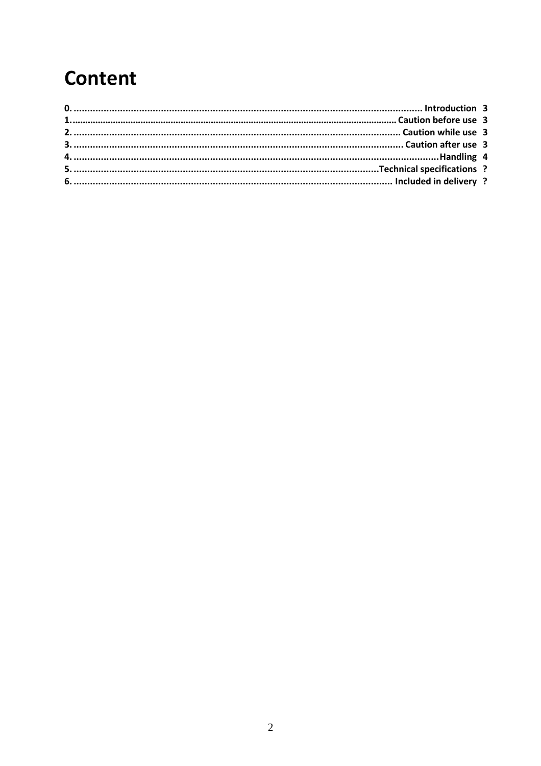# Content

0. ............................................................ Introduction 3
1. ............................................................ Caution before use 3
2. ............................................................ Caution while use 3
3. ............................................................ Caution after use 3
4. ............................................................ Handling 4
5. ............................................................ Technical specifications ?
6. ............................................................ Included in delivery ?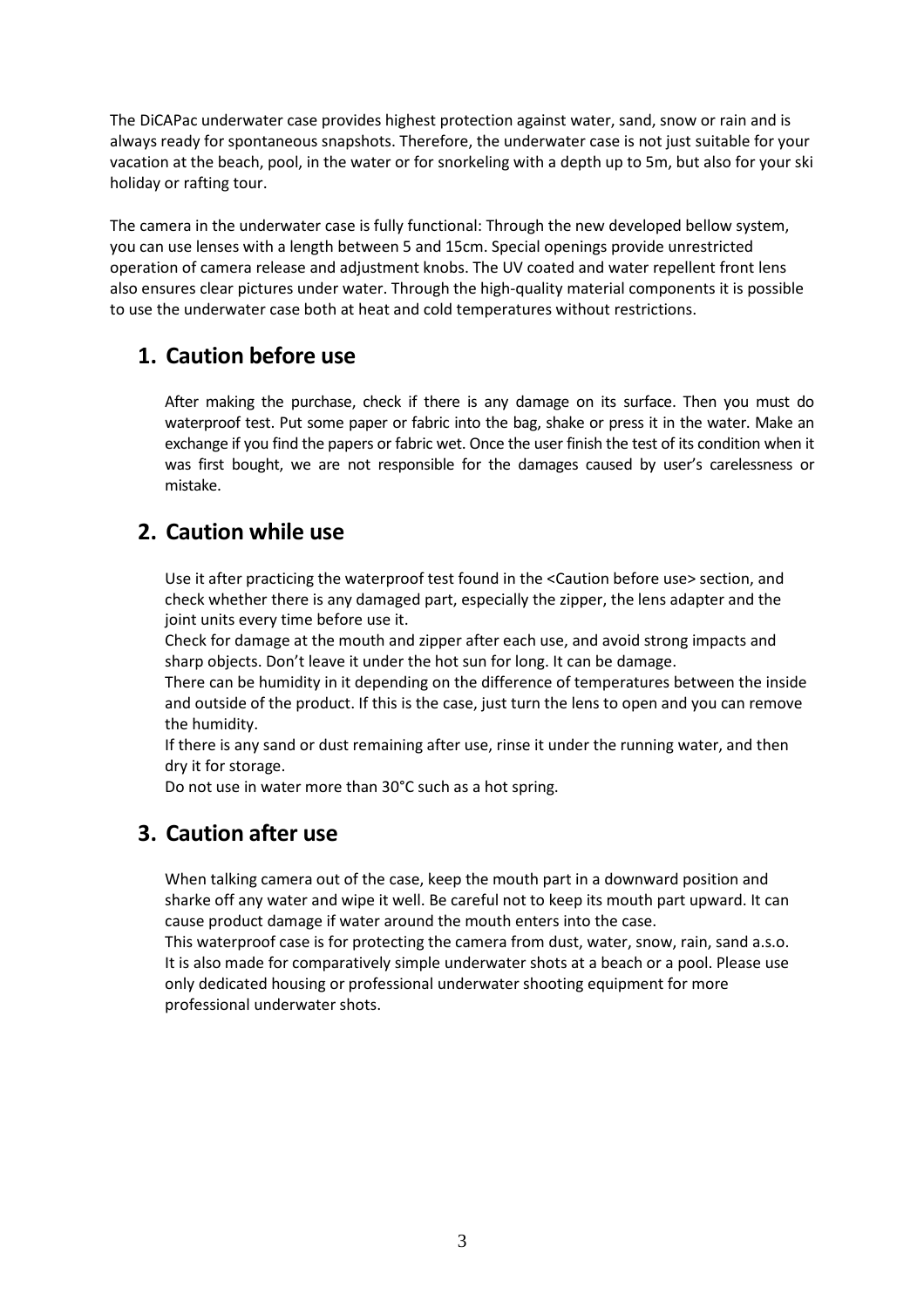The DiCAPac underwater case provides highest protection against water, sand, snow or rain and is always ready for spontaneous snapshots. Therefore, the underwater case is not just suitable for your vacation at the beach, pool, in the water or for snorkeling with a depth up to 5m, but also for your ski holiday or rafting tour.

The camera in the underwater case is fully functional: Through the new developed bellow system, you can use lenses with a length between 5 and 15cm. Special openings provide unrestricted operation of camera release and adjustment knobs. The UV coated and water repellent front lens also ensures clear pictures under water. Through the high-quality material components it is possible to use the underwater case both at heat and cold temperatures without restrictions.

## 1. Caution before use

After making the purchase, check if there is any damage on its surface. Then you must do waterproof test. Put some paper or fabric into the bag, shake or press it in the water. Make an exchange if you find the papers or fabric wet. Once the user finish the test of its condition when it was first bought, we are not responsible for the damages caused by user's carelessness or mistake.

## 2. Caution while use

Use it after practicing the waterproof test found in the <Caution before use> section, and check whether there is any damaged part, especially the zipper, the lens adapter and the joint units every time before use it.

Check for damage at the mouth and zipper after each use, and avoid strong impacts and sharp objects. Don't leave it under the hot sun for long. It can be damage.

There can be humidity in it depending on the difference of temperatures between the inside and outside of the product. If this is the case, just turn the lens to open and you can remove the humidity.

If there is any sand or dust remaining after use, rinse it under the running water, and then dry it for storage.

Do not use in water more than 30°C such as a hot spring.

## 3. Caution after use

When talking camera out of the case, keep the mouth part in a downward position and sharke off any water and wipe it well. Be careful not to keep its mouth part upward. It can cause product damage if water around the mouth enters into the case.

This waterproof case is for protecting the camera from dust, water, snow, rain, sand a.s.o. It is also made for comparatively simple underwater shots at a beach or a pool. Please use only dedicated housing or professional underwater shooting equipment for more professional underwater shots.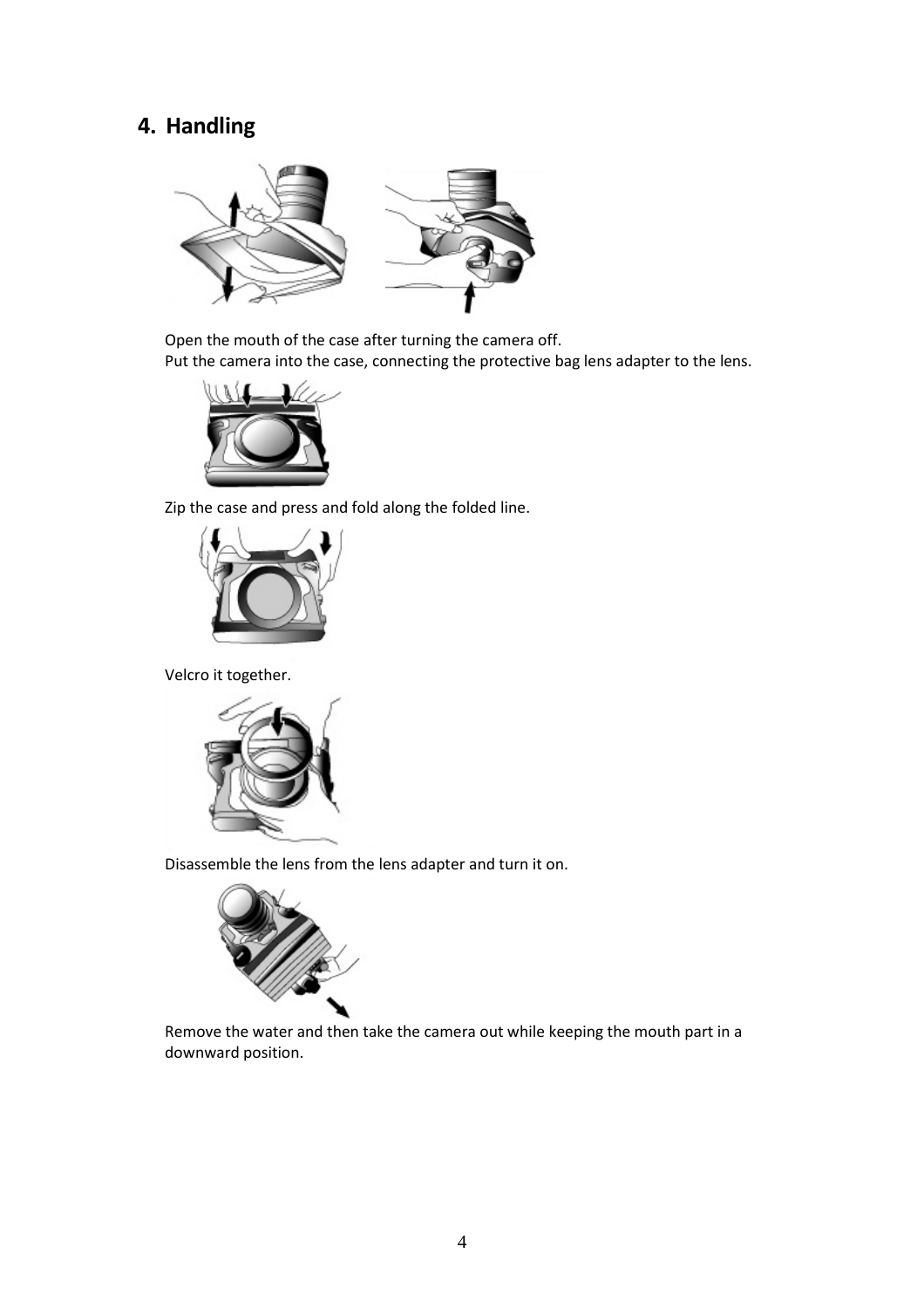## 4. Handling

Open the mouth of the case after turning the camera off.
Put the camera into the case, connecting the protective bag lens adapter to the lens.

Zip the case and press and fold along the folded line.

Velcro it together.

Disassemble the lens from the lens adapter and turn it on.

Remove the water and then take the camera out while keeping the mouth part in a downward position.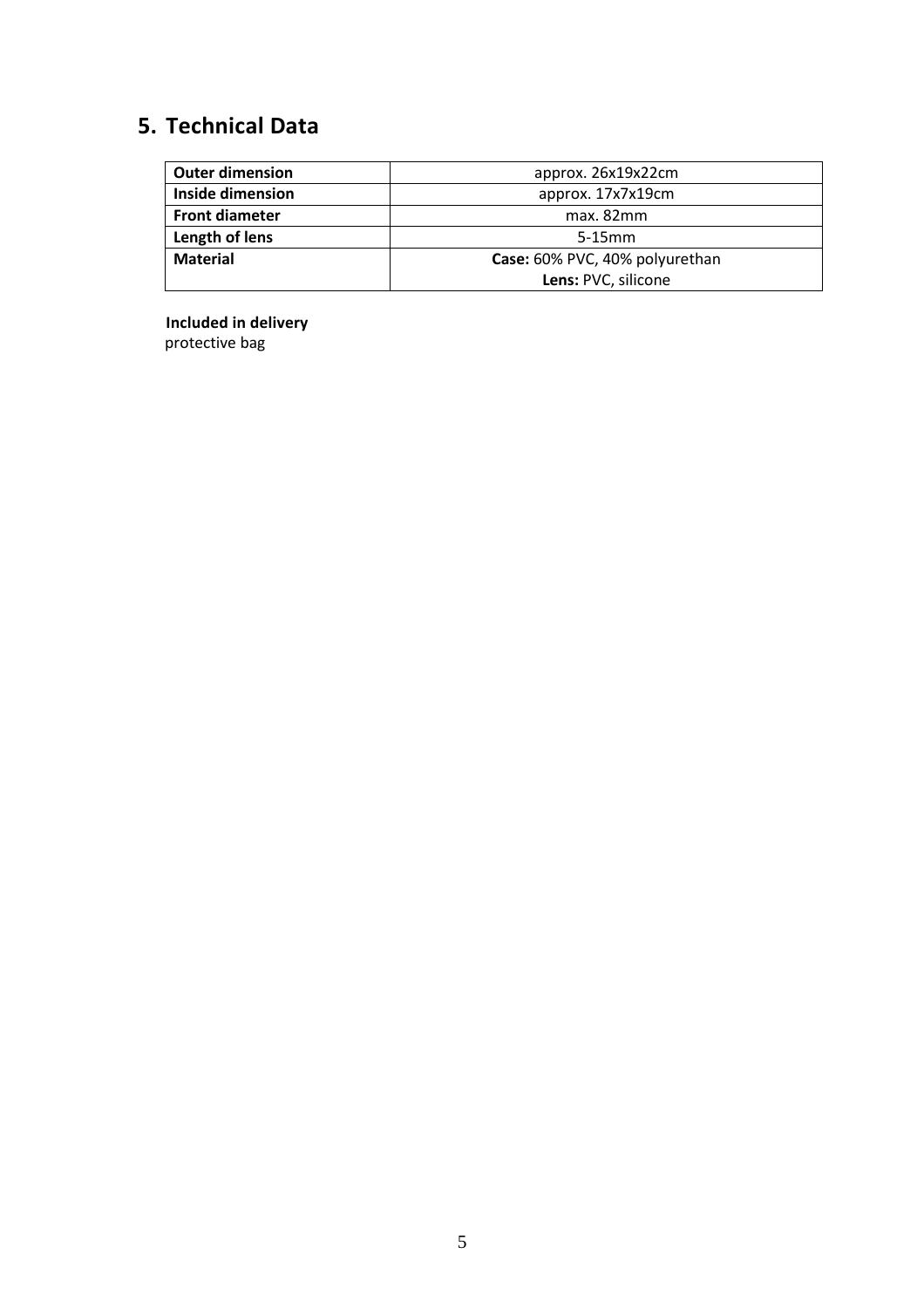## 5. Technical Data

| | |
|---|---|
| **Outer dimension** | approx. 26x19x22cm |
| **Inside dimension** | approx. 17x7x19cm |
| **Front diameter** | max. 82mm |
| **Length of lens** | 5-15mm |
| **Material** | **Case:** 60% PVC, 40% polyurethan<br>**Lens:** PVC, silicone |

**Included in delivery**
protective bag